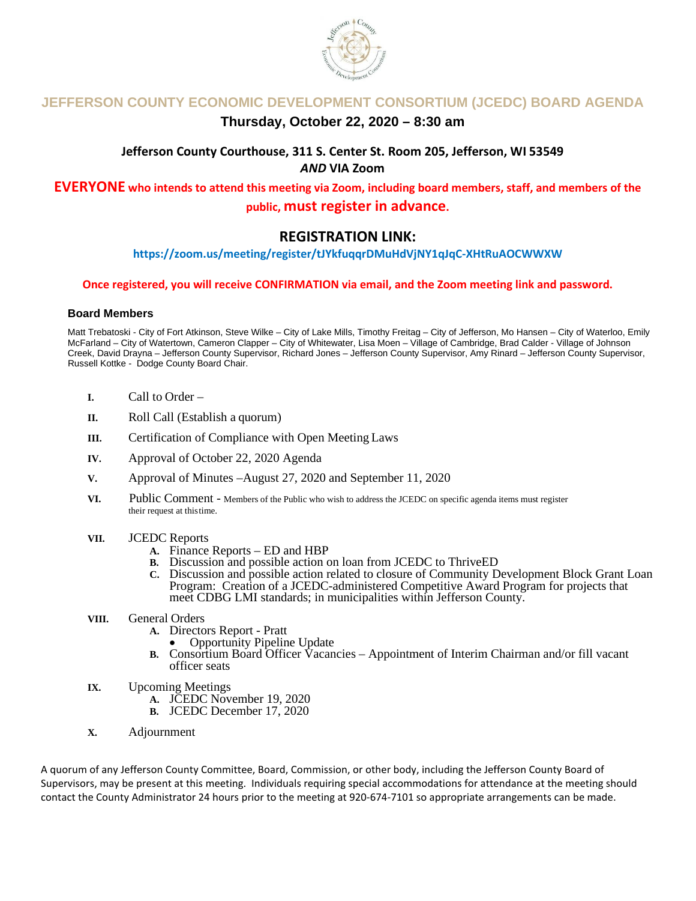# JEFFERSON COUNTY ECONOMIC DEVELOPMENT CONSORTIUM (JCEDC) BOARD AGENDA

## Thursday, October 22, 2020 – 8:30 am

**Jefferson County Courthouse, 311 S. Center St. Room 205, Jefferson, WI 53549**
***AND* VIA Zoom**

**EVERYONE who intends to attend this meeting via Zoom, including board members, staff, and members of the public, must register in advance.**

## REGISTRATION LINK:

**https://zoom.us/meeting/register/tJYkfuqqrDMuHdVjNY1qJqC-XHtRuAOCWWXW**

**Once registered, you will receive CONFIRMATION via email, and the Zoom meeting link and password.**

### Board Members

Matt Trebatoski - City of Fort Atkinson, Steve Wilke – City of Lake Mills, Timothy Freitag – City of Jefferson, Mo Hansen – City of Waterloo, Emily McFarland – City of Watertown, Cameron Clapper – City of Whitewater, Lisa Moen – Village of Cambridge, Brad Calder - Village of Johnson Creek, David Drayna – Jefferson County Supervisor, Richard Jones – Jefferson County Supervisor, Amy Rinard – Jefferson County Supervisor, Russell Kottke - Dodge County Board Chair.

- **I.** Call to Order –
- **II.** Roll Call (Establish a quorum)
- **III.** Certification of Compliance with Open Meeting Laws
- **IV.** Approval of October 22, 2020 Agenda
- **V.** Approval of Minutes –August 27, 2020 and September 11, 2020
- **VI.** Public Comment - Members of the Public who wish to address the JCEDC on specific agenda items must register their request at this time.
- **VII.** JCEDC Reports
  - **A.** Finance Reports – ED and HBP
  - **B.** Discussion and possible action on loan from JCEDC to ThriveED
  - **C.** Discussion and possible action related to closure of Community Development Block Grant Loan Program: Creation of a JCEDC-administered Competitive Award Program for projects that meet CDBG LMI standards; in municipalities within Jefferson County.
- **VIII.** General Orders
  - **A.** Directors Report - Pratt
    - Opportunity Pipeline Update
  - **B.** Consortium Board Officer Vacancies – Appointment of Interim Chairman and/or fill vacant officer seats
- **IX.** Upcoming Meetings
  - **A.** JCEDC November 19, 2020
  - **B.** JCEDC December 17, 2020
- **X.** Adjournment

A quorum of any Jefferson County Committee, Board, Commission, or other body, including the Jefferson County Board of Supervisors, may be present at this meeting. Individuals requiring special accommodations for attendance at the meeting should contact the County Administrator 24 hours prior to the meeting at 920-674-7101 so appropriate arrangements can be made.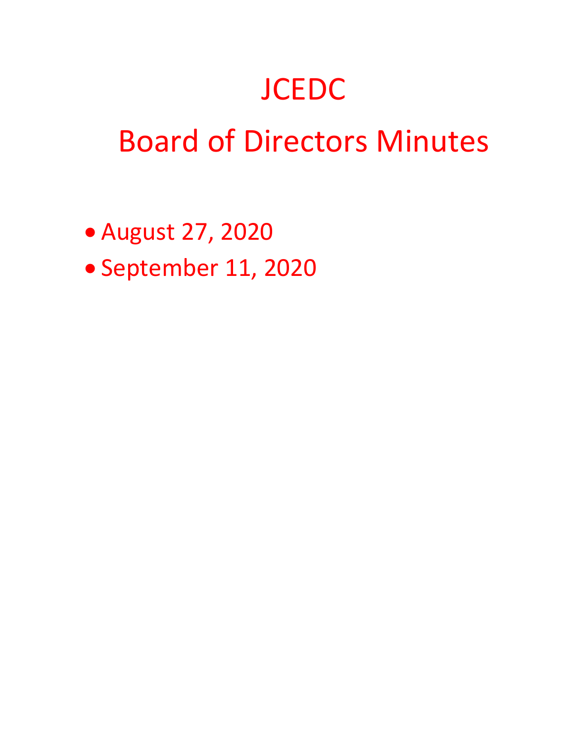# JCEDC

# Board of Directors Minutes

- August 27, 2020
- September 11, 2020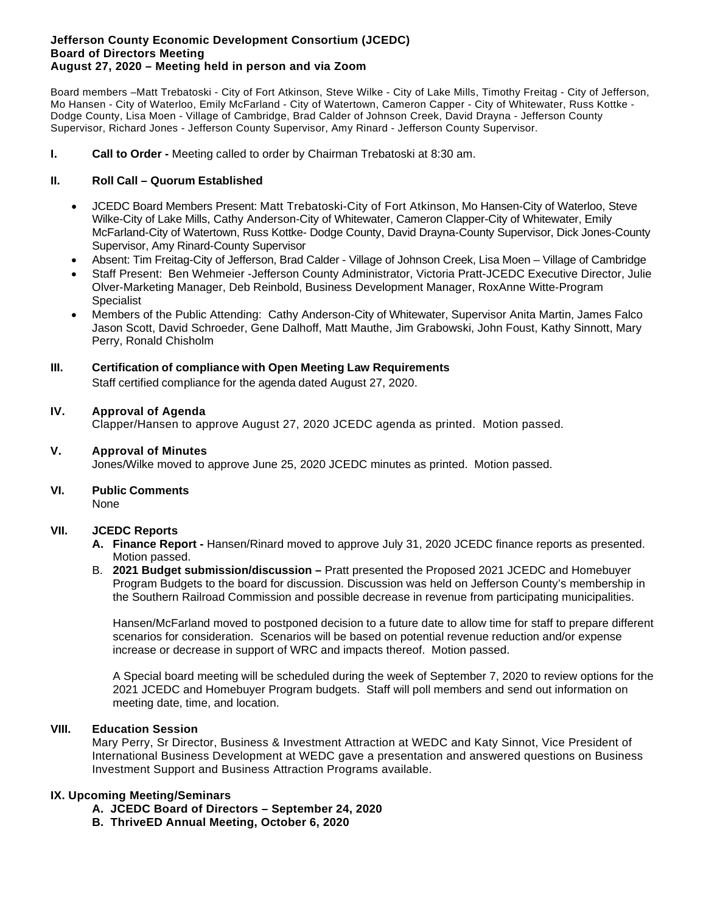**Jefferson County Economic Development Consortium (JCEDC)**
**Board of Directors Meeting**
**August 27, 2020 – Meeting held in person and via Zoom**

Board members –Matt Trebatoski - City of Fort Atkinson, Steve Wilke - City of Lake Mills, Timothy Freitag - City of Jefferson, Mo Hansen - City of Waterloo, Emily McFarland - City of Watertown, Cameron Capper - City of Whitewater, Russ Kottke - Dodge County, Lisa Moen - Village of Cambridge, Brad Calder of Johnson Creek, David Drayna - Jefferson County Supervisor, Richard Jones - Jefferson County Supervisor, Amy Rinard - Jefferson County Supervisor.

**I. Call to Order -** Meeting called to order by Chairman Trebatoski at 8:30 am.

**II. Roll Call – Quorum Established**

- JCEDC Board Members Present: Matt Trebatoski-City of Fort Atkinson, Mo Hansen-City of Waterloo, Steve Wilke-City of Lake Mills, Cathy Anderson-City of Whitewater, Cameron Clapper-City of Whitewater, Emily McFarland-City of Watertown, Russ Kottke- Dodge County, David Drayna-County Supervisor, Dick Jones-County Supervisor, Amy Rinard-County Supervisor
- Absent: Tim Freitag-City of Jefferson, Brad Calder - Village of Johnson Creek, Lisa Moen – Village of Cambridge
- Staff Present: Ben Wehmeier -Jefferson County Administrator, Victoria Pratt-JCEDC Executive Director, Julie Olver-Marketing Manager, Deb Reinbold, Business Development Manager, RoxAnne Witte-Program Specialist
- Members of the Public Attending: Cathy Anderson-City of Whitewater, Supervisor Anita Martin, James Falco Jason Scott, David Schroeder, Gene Dalhoff, Matt Mauthe, Jim Grabowski, John Foust, Kathy Sinnott, Mary Perry, Ronald Chisholm

**III. Certification of compliance with Open Meeting Law Requirements**
Staff certified compliance for the agenda dated August 27, 2020.

**IV. Approval of Agenda**
Clapper/Hansen to approve August 27, 2020 JCEDC agenda as printed. Motion passed.

**V. Approval of Minutes**
Jones/Wilke moved to approve June 25, 2020 JCEDC minutes as printed. Motion passed.

**VI. Public Comments**
None

**VII. JCEDC Reports**

**A. Finance Report -** Hansen/Rinard moved to approve July 31, 2020 JCEDC finance reports as presented. Motion passed.

B. **2021 Budget submission/discussion –** Pratt presented the Proposed 2021 JCEDC and Homebuyer Program Budgets to the board for discussion. Discussion was held on Jefferson County's membership in the Southern Railroad Commission and possible decrease in revenue from participating municipalities.

Hansen/McFarland moved to postponed decision to a future date to allow time for staff to prepare different scenarios for consideration. Scenarios will be based on potential revenue reduction and/or expense increase or decrease in support of WRC and impacts thereof. Motion passed.

A Special board meeting will be scheduled during the week of September 7, 2020 to review options for the 2021 JCEDC and Homebuyer Program budgets. Staff will poll members and send out information on meeting date, time, and location.

**VIII. Education Session**
Mary Perry, Sr Director, Business & Investment Attraction at WEDC and Katy Sinnot, Vice President of International Business Development at WEDC gave a presentation and answered questions on Business Investment Support and Business Attraction Programs available.

**IX. Upcoming Meeting/Seminars**

**A. JCEDC Board of Directors – September 24, 2020**
**B. ThriveED Annual Meeting, October 6, 2020**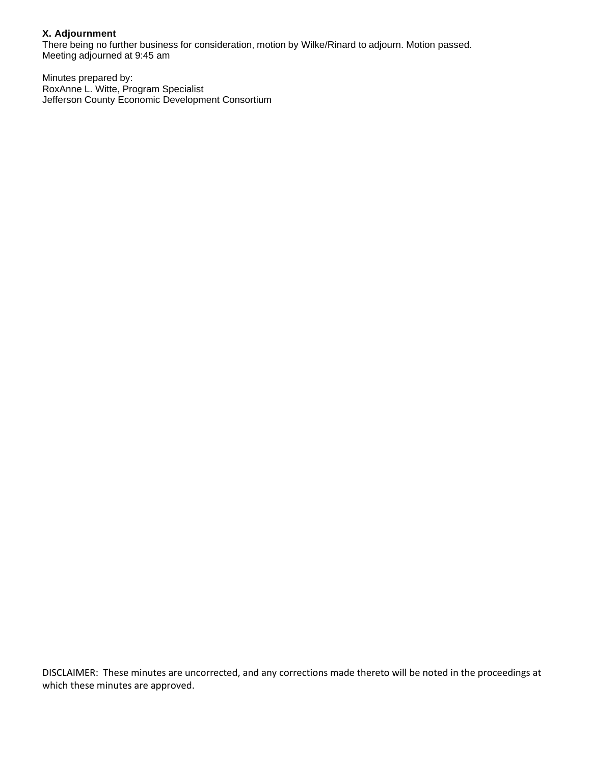**X. Adjournment**

There being no further business for consideration, motion by Wilke/Rinard to adjourn. Motion passed.
Meeting adjourned at 9:45 am

Minutes prepared by:
RoxAnne L. Witte, Program Specialist
Jefferson County Economic Development Consortium

DISCLAIMER: These minutes are uncorrected, and any corrections made thereto will be noted in the proceedings at which these minutes are approved.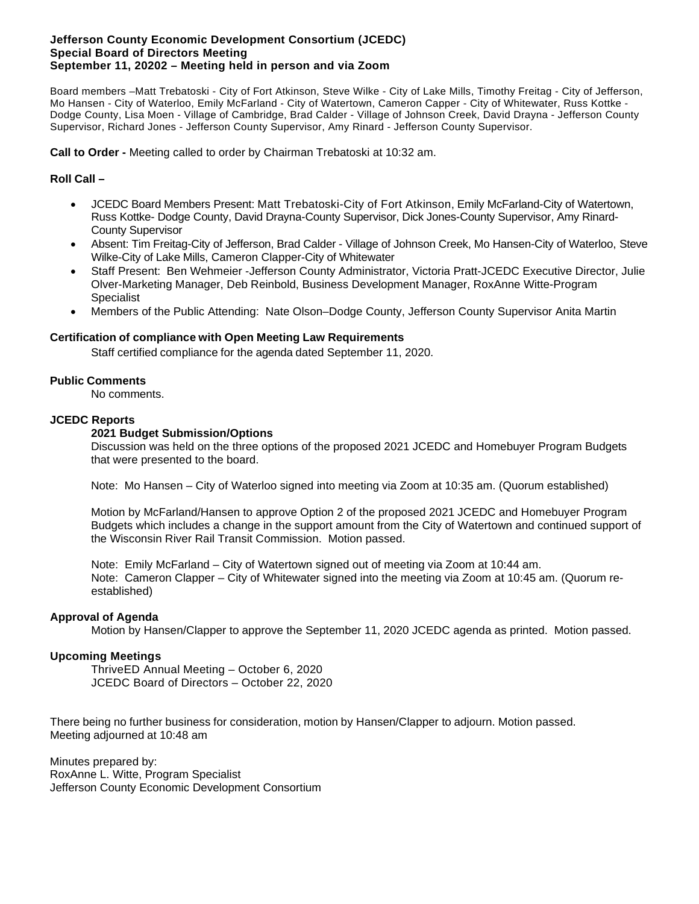**Jefferson County Economic Development Consortium (JCEDC)**
**Special Board of Directors Meeting**
**September 11, 20202 – Meeting held in person and via Zoom**

Board members –Matt Trebatoski - City of Fort Atkinson, Steve Wilke - City of Lake Mills, Timothy Freitag - City of Jefferson, Mo Hansen - City of Waterloo, Emily McFarland - City of Watertown, Cameron Capper - City of Whitewater, Russ Kottke - Dodge County, Lisa Moen - Village of Cambridge, Brad Calder - Village of Johnson Creek, David Drayna - Jefferson County Supervisor, Richard Jones - Jefferson County Supervisor, Amy Rinard - Jefferson County Supervisor.

**Call to Order -** Meeting called to order by Chairman Trebatoski at 10:32 am.

**Roll Call –**

- JCEDC Board Members Present: Matt Trebatoski-City of Fort Atkinson, Emily McFarland-City of Watertown, Russ Kottke- Dodge County, David Drayna-County Supervisor, Dick Jones-County Supervisor, Amy Rinard-County Supervisor
- Absent: Tim Freitag-City of Jefferson, Brad Calder - Village of Johnson Creek, Mo Hansen-City of Waterloo, Steve Wilke-City of Lake Mills, Cameron Clapper-City of Whitewater
- Staff Present: Ben Wehmeier -Jefferson County Administrator, Victoria Pratt-JCEDC Executive Director, Julie Olver-Marketing Manager, Deb Reinbold, Business Development Manager, RoxAnne Witte-Program Specialist
- Members of the Public Attending: Nate Olson–Dodge County, Jefferson County Supervisor Anita Martin

**Certification of compliance with Open Meeting Law Requirements**

Staff certified compliance for the agenda dated September 11, 2020.

**Public Comments**

No comments.

**JCEDC Reports**

**2021 Budget Submission/Options**

Discussion was held on the three options of the proposed 2021 JCEDC and Homebuyer Program Budgets that were presented to the board.

Note: Mo Hansen – City of Waterloo signed into meeting via Zoom at 10:35 am. (Quorum established)

Motion by McFarland/Hansen to approve Option 2 of the proposed 2021 JCEDC and Homebuyer Program Budgets which includes a change in the support amount from the City of Watertown and continued support of the Wisconsin River Rail Transit Commission. Motion passed.

Note: Emily McFarland – City of Watertown signed out of meeting via Zoom at 10:44 am.
Note: Cameron Clapper – City of Whitewater signed into the meeting via Zoom at 10:45 am. (Quorum re-established)

**Approval of Agenda**

Motion by Hansen/Clapper to approve the September 11, 2020 JCEDC agenda as printed. Motion passed.

**Upcoming Meetings**

ThriveED Annual Meeting – October 6, 2020
JCEDC Board of Directors – October 22, 2020

There being no further business for consideration, motion by Hansen/Clapper to adjourn. Motion passed.
Meeting adjourned at 10:48 am

Minutes prepared by:
RoxAnne L. Witte, Program Specialist
Jefferson County Economic Development Consortium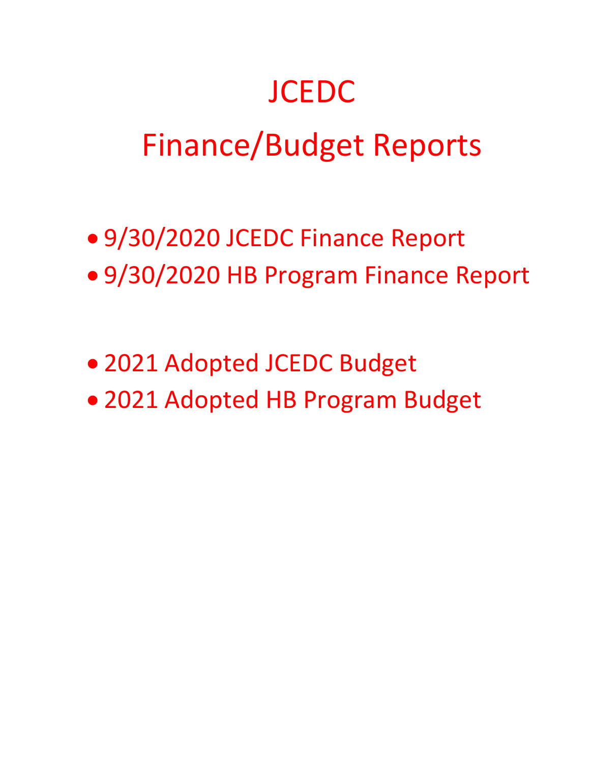# JCEDC

# Finance/Budget Reports

- 9/30/2020 JCEDC Finance Report
- 9/30/2020 HB Program Finance Report

- 2021 Adopted JCEDC Budget
- 2021 Adopted HB Program Budget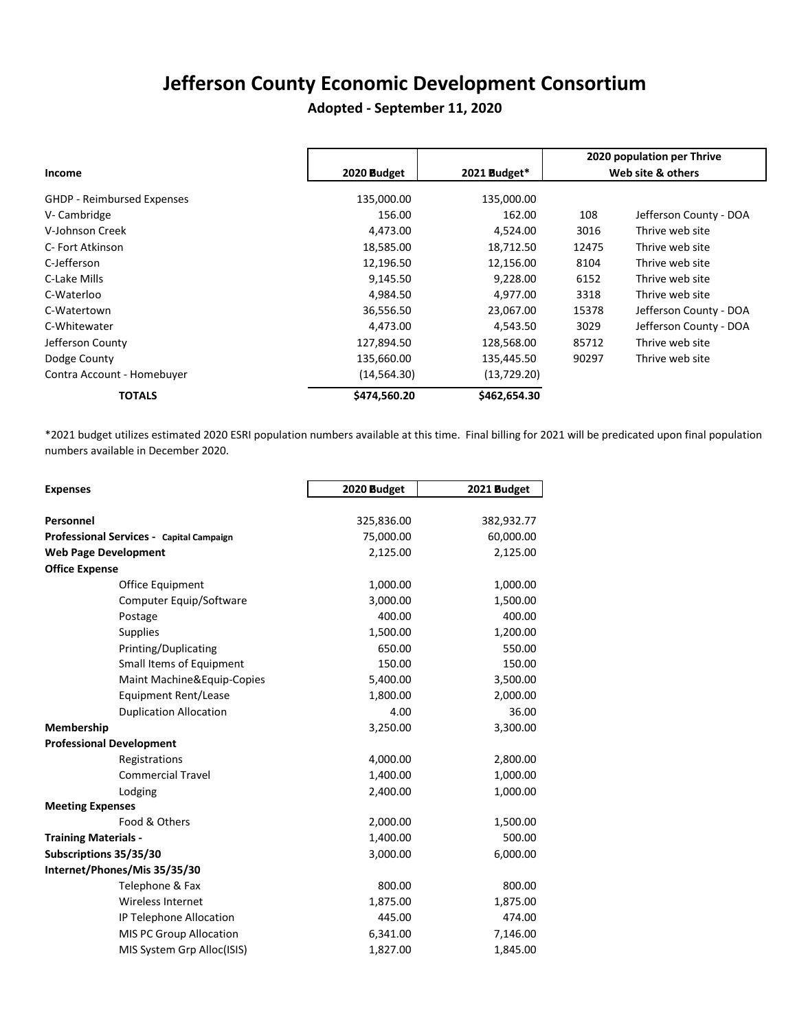# Jefferson County Economic Development Consortium

## Adopted - September 11, 2020

| Income | 2020 Budget | 2021 Budget* | 2020 population per Thrive Web site & others | |
|---|---|---|---|---|
| GHDP - Reimbursed Expenses | 135,000.00 | 135,000.00 | | |
| V- Cambridge | 156.00 | 162.00 | 108 | Jefferson County - DOA |
| V-Johnson Creek | 4,473.00 | 4,524.00 | 3016 | Thrive web site |
| C- Fort Atkinson | 18,585.00 | 18,712.50 | 12475 | Thrive web site |
| C-Jefferson | 12,196.50 | 12,156.00 | 8104 | Thrive web site |
| C-Lake Mills | 9,145.50 | 9,228.00 | 6152 | Thrive web site |
| C-Waterloo | 4,984.50 | 4,977.00 | 3318 | Thrive web site |
| C-Watertown | 36,556.50 | 23,067.00 | 15378 | Jefferson County - DOA |
| C-Whitewater | 4,473.00 | 4,543.50 | 3029 | Jefferson County - DOA |
| Jefferson County | 127,894.50 | 128,568.00 | 85712 | Thrive web site |
| Dodge County | 135,660.00 | 135,445.50 | 90297 | Thrive web site |
| Contra Account - Homebuyer | (14,564.30) | (13,729.20) | | |
| **TOTALS** | **$474,560.20** | **$462,654.30** | | |

*2021 budget utilizes estimated 2020 ESRI population numbers available at this time. Final billing for 2021 will be predicated upon final population numbers available in December 2020.

| Expenses | 2020 Budget | 2021 Budget |
|---|---|---|
| **Personnel** | 325,836.00 | 382,932.77 |
| **Professional Services - Capital Campaign** | 75,000.00 | 60,000.00 |
| **Web Page Development** | 2,125.00 | 2,125.00 |
| **Office Expense** | | |
| Office Equipment | 1,000.00 | 1,000.00 |
| Computer Equip/Software | 3,000.00 | 1,500.00 |
| Postage | 400.00 | 400.00 |
| Supplies | 1,500.00 | 1,200.00 |
| Printing/Duplicating | 650.00 | 550.00 |
| Small Items of Equipment | 150.00 | 150.00 |
| Maint Machine&Equip-Copies | 5,400.00 | 3,500.00 |
| Equipment Rent/Lease | 1,800.00 | 2,000.00 |
| Duplication Allocation | 4.00 | 36.00 |
| **Membership** | 3,250.00 | 3,300.00 |
| **Professional Development** | | |
| Registrations | 4,000.00 | 2,800.00 |
| Commercial Travel | 1,400.00 | 1,000.00 |
| Lodging | 2,400.00 | 1,000.00 |
| **Meeting Expenses** | | |
| Food & Others | 2,000.00 | 1,500.00 |
| **Training Materials -** | 1,400.00 | 500.00 |
| **Subscriptions 35/35/30** | 3,000.00 | 6,000.00 |
| **Internet/Phones/Mis 35/35/30** | | |
| Telephone & Fax | 800.00 | 800.00 |
| Wireless Internet | 1,875.00 | 1,875.00 |
| IP Telephone Allocation | 445.00 | 474.00 |
| MIS PC Group Allocation | 6,341.00 | 7,146.00 |
| MIS System Grp Alloc(ISIS) | 1,827.00 | 1,845.00 |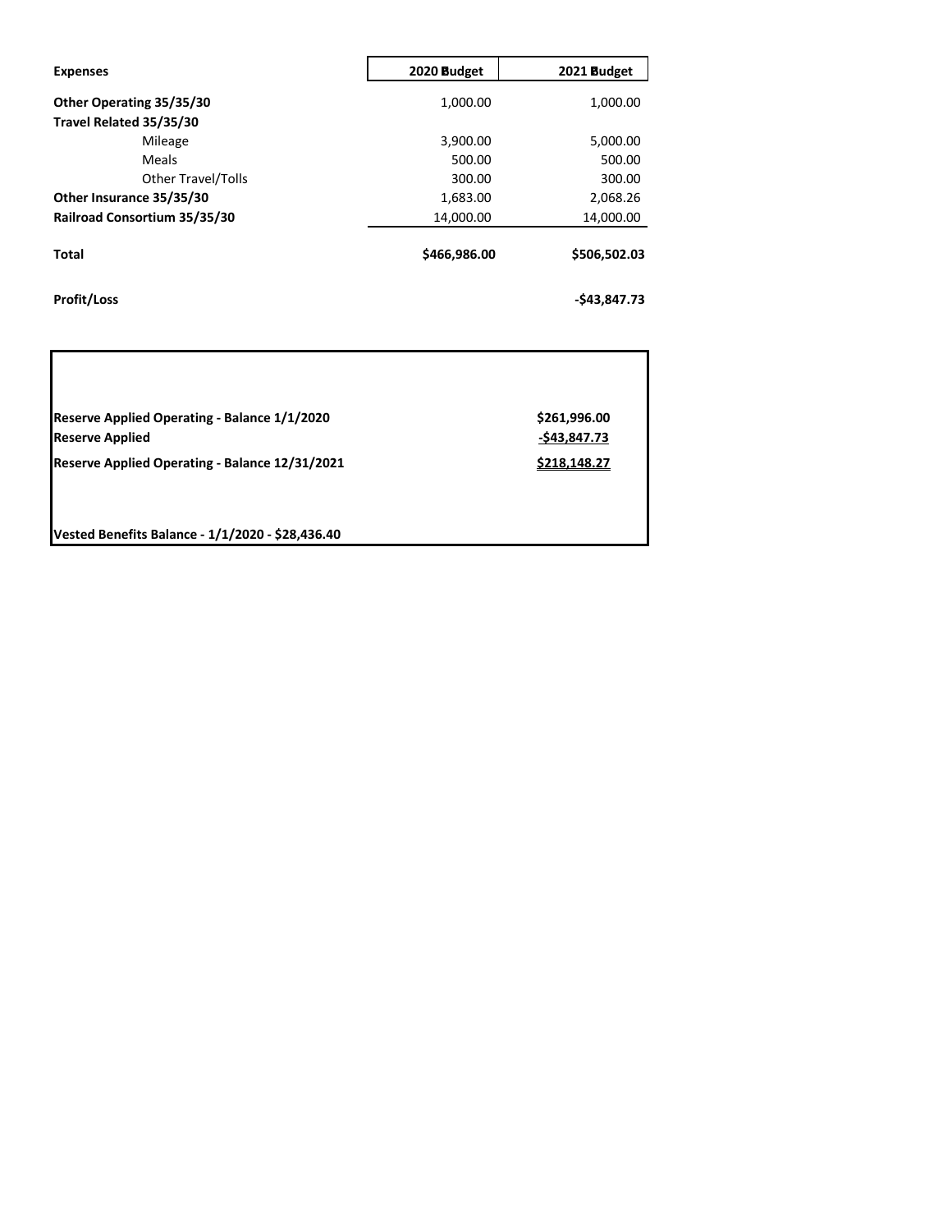| Expenses | 2020 Budget | 2021 Budget |
| --- | --- | --- |
| **Other Operating 35/35/30** | 1,000.00 | 1,000.00 |
| **Travel Related 35/35/30** | | |
| Mileage | 3,900.00 | 5,000.00 |
| Meals | 500.00 | 500.00 |
| Other Travel/Tolls | 300.00 | 300.00 |
| **Other Insurance 35/35/30** | 1,683.00 | 2,068.26 |
| **Railroad Consortium 35/35/30** | 14,000.00 | 14,000.00 |
| **Total** | **$466,986.00** | **$506,502.03** |
| **Profit/Loss** | | **-$43,847.73** |

| | |
| --- | --- |
| **Reserve Applied Operating - Balance 1/1/2020** | **$261,996.00** |
| **Reserve Applied** | **-$43,847.73** |
| **Reserve Applied Operating - Balance 12/31/2021** | **$218,148.27** |

**Vested Benefits Balance - 1/1/2020 - $28,436.40**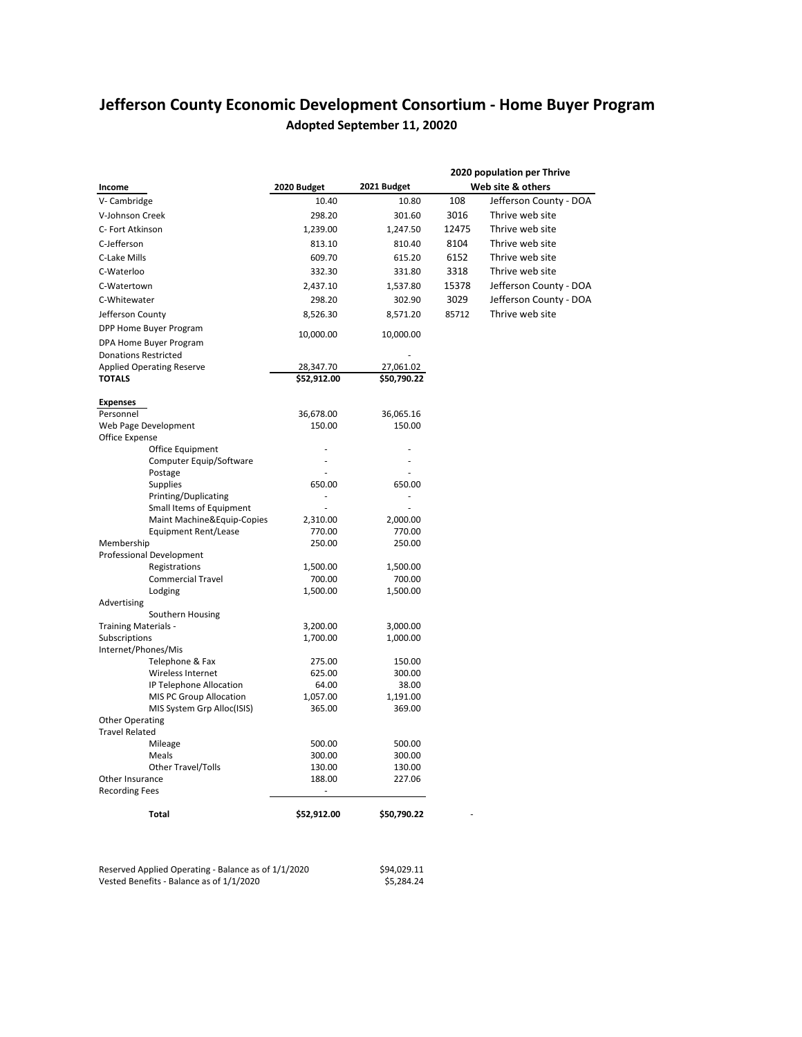# Jefferson County Economic Development Consortium - Home Buyer Program

**Adopted September 11, 20020**

| Income | 2020 Budget | 2021 Budget | 2020 population per Thrive Web site & others | |
|---|---|---|---|---|
| V- Cambridge | 10.40 | 10.80 | 108 | Jefferson County - DOA |
| V-Johnson Creek | 298.20 | 301.60 | 3016 | Thrive web site |
| C- Fort Atkinson | 1,239.00 | 1,247.50 | 12475 | Thrive web site |
| C-Jefferson | 813.10 | 810.40 | 8104 | Thrive web site |
| C-Lake Mills | 609.70 | 615.20 | 6152 | Thrive web site |
| C-Waterloo | 332.30 | 331.80 | 3318 | Thrive web site |
| C-Watertown | 2,437.10 | 1,537.80 | 15378 | Jefferson County - DOA |
| C-Whitewater | 298.20 | 302.90 | 3029 | Jefferson County - DOA |
| Jefferson County | 8,526.30 | 8,571.20 | 85712 | Thrive web site |
| DPP Home Buyer Program<br>DPA Home Buyer Program | 10,000.00 | 10,000.00 | | |
| Donations Restricted | | - | | |
| Applied Operating Reserve | 28,347.70 | 27,061.02 | | |
| **TOTALS** | **$52,912.00** | **$50,790.22** | | |

| Expenses | 2020 Budget | 2021 Budget | |
|---|---|---|---|
| Personnel | 36,678.00 | 36,065.16 | |
| Web Page Development | 150.00 | 150.00 | |
| Office Expense | | | |
| Office Equipment | - | - | |
| Computer Equip/Software | - | - | |
| Postage | - | - | |
| Supplies | 650.00 | 650.00 | |
| Printing/Duplicating | - | - | |
| Small Items of Equipment | - | - | |
| Maint Machine&Equip-Copies | 2,310.00 | 2,000.00 | |
| Equipment Rent/Lease | 770.00 | 770.00 | |
| Membership | 250.00 | 250.00 | |
| Professional Development | | | |
| Registrations | 1,500.00 | 1,500.00 | |
| Commercial Travel | 700.00 | 700.00 | |
| Lodging | 1,500.00 | 1,500.00 | |
| Advertising | | | |
| Southern Housing | | | |
| Training Materials - | 3,200.00 | 3,000.00 | |
| Subscriptions | 1,700.00 | 1,000.00 | |
| Internet/Phones/Mis | | | |
| Telephone & Fax | 275.00 | 150.00 | |
| Wireless Internet | 625.00 | 300.00 | |
| IP Telephone Allocation | 64.00 | 38.00 | |
| MIS PC Group Allocation | 1,057.00 | 1,191.00 | |
| MIS System Grp Alloc(ISIS) | 365.00 | 369.00 | |
| Other Operating | | | |
| Travel Related | | | |
| Mileage | 500.00 | 500.00 | |
| Meals | 300.00 | 300.00 | |
| Other Travel/Tolls | 130.00 | 130.00 | |
| Other Insurance | 188.00 | 227.06 | |
| Recording Fees | - | | |
| **Total** | **$52,912.00** | **$50,790.22** | - |

| | |
|---|---|
| Reserved Applied Operating - Balance as of 1/1/2020 | $94,029.11 |
| Vested Benefits - Balance as of 1/1/2020 | $5,284.24 |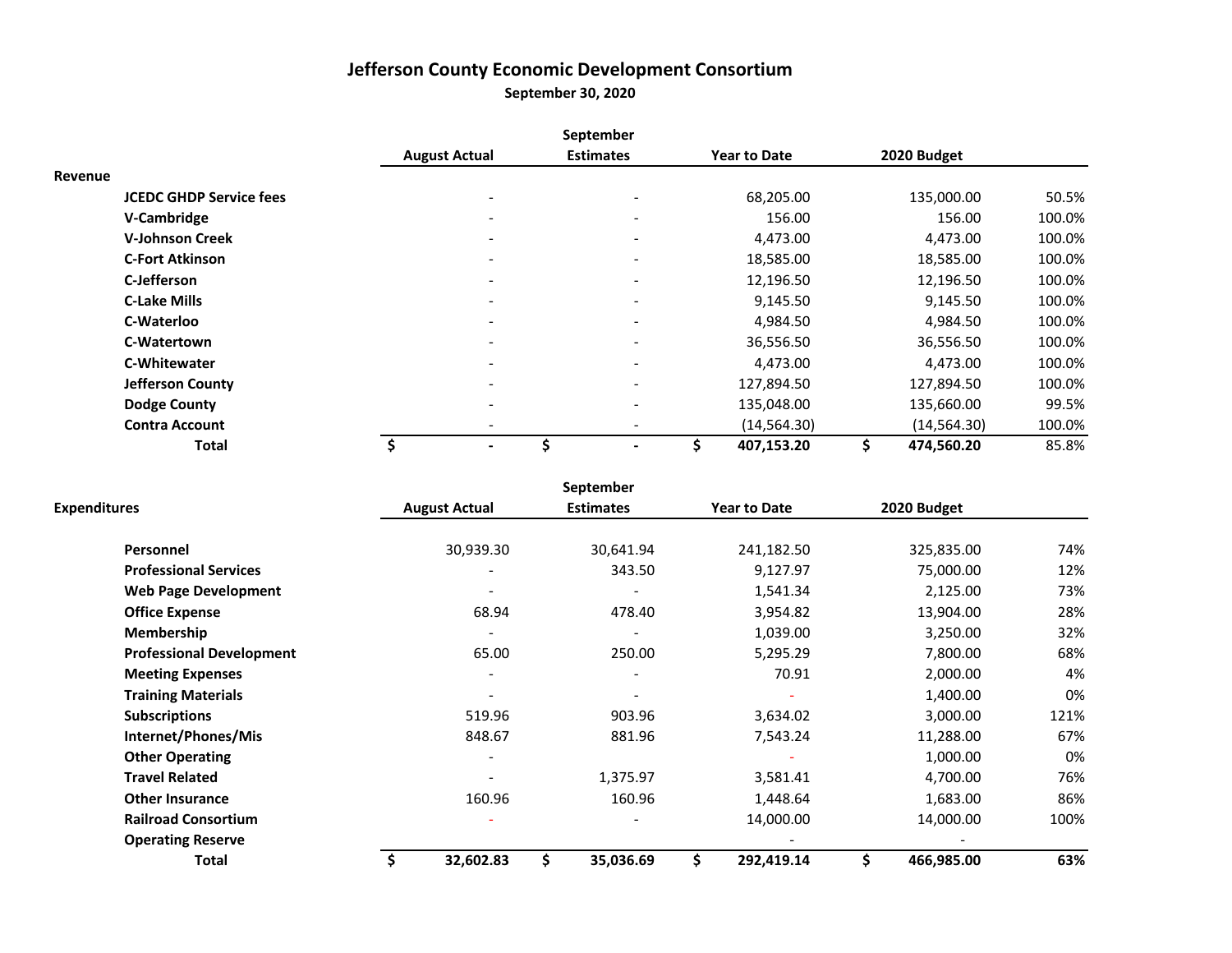# Jefferson County Economic Development Consortium

**September 30, 2020**

| Revenue | August Actual | September Estimates | Year to Date | 2020 Budget | |
|---|---|---|---|---|---|
| **JCEDC GHDP Service fees** | - | - | 68,205.00 | 135,000.00 | 50.5% |
| **V-Cambridge** | - | - | 156.00 | 156.00 | 100.0% |
| **V-Johnson Creek** | - | - | 4,473.00 | 4,473.00 | 100.0% |
| **C-Fort Atkinson** | - | - | 18,585.00 | 18,585.00 | 100.0% |
| **C-Jefferson** | - | - | 12,196.50 | 12,196.50 | 100.0% |
| **C-Lake Mills** | - | - | 9,145.50 | 9,145.50 | 100.0% |
| **C-Waterloo** | - | - | 4,984.50 | 4,984.50 | 100.0% |
| **C-Watertown** | - | - | 36,556.50 | 36,556.50 | 100.0% |
| **C-Whitewater** | - | - | 4,473.00 | 4,473.00 | 100.0% |
| **Jefferson County** | - | - | 127,894.50 | 127,894.50 | 100.0% |
| **Dodge County** | - | - | 135,048.00 | 135,660.00 | 99.5% |
| **Contra Account** | - | - | (14,564.30) | (14,564.30) | 100.0% |
| **Total** | **$ -** | **$ -** | **$ 407,153.20** | **$ 474,560.20** | 85.8% |

| Expenditures | August Actual | September Estimates | Year to Date | 2020 Budget | |
|---|---|---|---|---|---|
| **Personnel** | 30,939.30 | 30,641.94 | 241,182.50 | 325,835.00 | 74% |
| **Professional Services** | - | 343.50 | 9,127.97 | 75,000.00 | 12% |
| **Web Page Development** | - | - | 1,541.34 | 2,125.00 | 73% |
| **Office Expense** | 68.94 | 478.40 | 3,954.82 | 13,904.00 | 28% |
| **Membership** | - | - | 1,039.00 | 3,250.00 | 32% |
| **Professional Development** | 65.00 | 250.00 | 5,295.29 | 7,800.00 | 68% |
| **Meeting Expenses** | - | - | 70.91 | 2,000.00 | 4% |
| **Training Materials** | - | - | - | 1,400.00 | 0% |
| **Subscriptions** | 519.96 | 903.96 | 3,634.02 | 3,000.00 | 121% |
| **Internet/Phones/Mis** | 848.67 | 881.96 | 7,543.24 | 11,288.00 | 67% |
| **Other Operating** | - | | - | 1,000.00 | 0% |
| **Travel Related** | - | 1,375.97 | 3,581.41 | 4,700.00 | 76% |
| **Other Insurance** | 160.96 | 160.96 | 1,448.64 | 1,683.00 | 86% |
| **Railroad Consortium** | - | - | 14,000.00 | 14,000.00 | 100% |
| **Operating Reserve** | | | - | - | |
| **Total** | **$ 32,602.83** | **$ 35,036.69** | **$ 292,419.14** | **$ 466,985.00** | **63%** |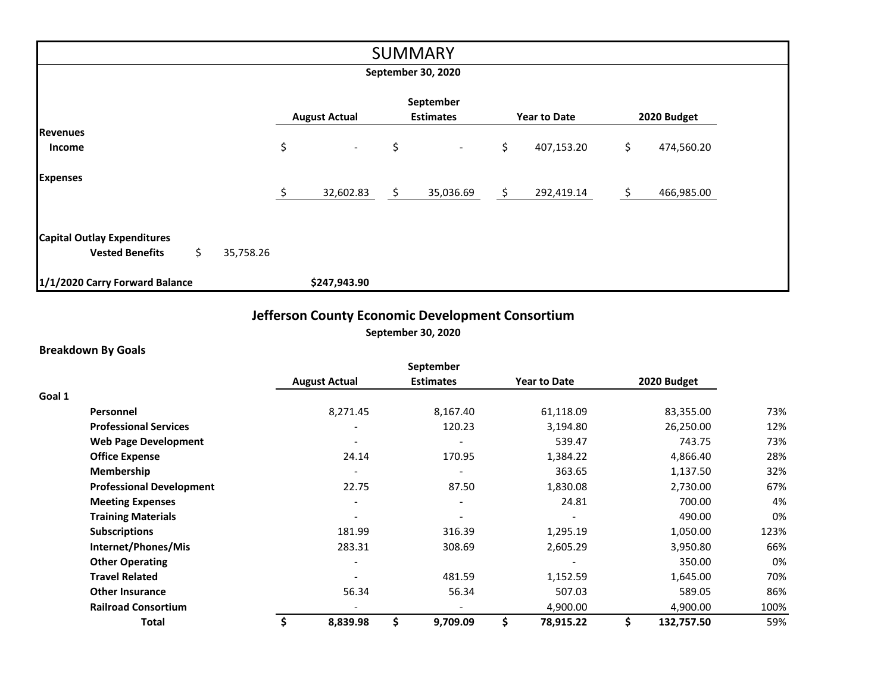# SUMMARY

**September 30, 2020**

| | | August Actual | September Estimates | Year to Date | 2020 Budget |
|---|---|---|---|---|---|
| **Revenues** | | | | | |
| **Income** | | $ - | $ - | $ 407,153.20 | $ 474,560.20 |
| **Expenses** | | | | | |
| | | $ 32,602.83 | $ 35,036.69 | $ 292,419.14 | $ 466,985.00 |
| **Capital Outlay Expenditures** | | | | | |
| **Vested Benefits** | $ 35,758.26 | | | | |
| **1/1/2020 Carry Forward Balance** | | **$247,943.90** | | | |

## Jefferson County Economic Development Consortium

**September 30, 2020**

**Breakdown By Goals**

| | August Actual | September Estimates | Year to Date | 2020 Budget | |
|---|---|---|---|---|---|
| **Goal 1** | | | | | |
| **Personnel** | 8,271.45 | 8,167.40 | 61,118.09 | 83,355.00 | 73% |
| **Professional Services** | - | 120.23 | 3,194.80 | 26,250.00 | 12% |
| **Web Page Development** | - | - | 539.47 | 743.75 | 73% |
| **Office Expense** | 24.14 | 170.95 | 1,384.22 | 4,866.40 | 28% |
| **Membership** | - | - | 363.65 | 1,137.50 | 32% |
| **Professional Development** | 22.75 | 87.50 | 1,830.08 | 2,730.00 | 67% |
| **Meeting Expenses** | - | - | 24.81 | 700.00 | 4% |
| **Training Materials** | - | - | - | 490.00 | 0% |
| **Subscriptions** | 181.99 | 316.39 | 1,295.19 | 1,050.00 | 123% |
| **Internet/Phones/Mis** | 283.31 | 308.69 | 2,605.29 | 3,950.80 | 66% |
| **Other Operating** | - | | - | 350.00 | 0% |
| **Travel Related** | - | 481.59 | 1,152.59 | 1,645.00 | 70% |
| **Other Insurance** | 56.34 | 56.34 | 507.03 | 589.05 | 86% |
| **Railroad Consortium** | - | - | 4,900.00 | 4,900.00 | 100% |
| **Total** | **$ 8,839.98** | **$ 9,709.09** | **$ 78,915.22** | **$ 132,757.50** | 59% |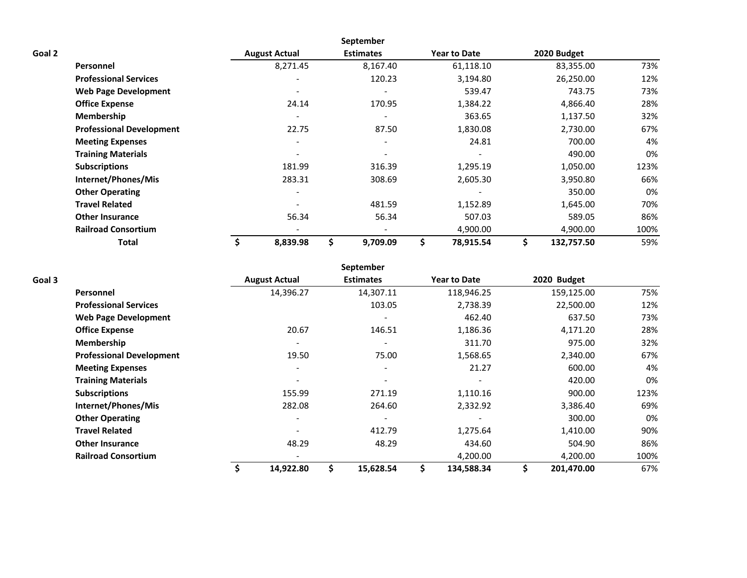| Goal 2 | August Actual | September Estimates | Year to Date | 2020 Budget | |
|---|---|---|---|---|---|
| **Personnel** | 8,271.45 | 8,167.40 | 61,118.10 | 83,355.00 | 73% |
| **Professional Services** | - | 120.23 | 3,194.80 | 26,250.00 | 12% |
| **Web Page Development** | - | - | 539.47 | 743.75 | 73% |
| **Office Expense** | 24.14 | 170.95 | 1,384.22 | 4,866.40 | 28% |
| **Membership** | - | - | 363.65 | 1,137.50 | 32% |
| **Professional Development** | 22.75 | 87.50 | 1,830.08 | 2,730.00 | 67% |
| **Meeting Expenses** | - | - | 24.81 | 700.00 | 4% |
| **Training Materials** | - | - | - | 490.00 | 0% |
| **Subscriptions** | 181.99 | 316.39 | 1,295.19 | 1,050.00 | 123% |
| **Internet/Phones/Mis** | 283.31 | 308.69 | 2,605.30 | 3,950.80 | 66% |
| **Other Operating** | - | | - | 350.00 | 0% |
| **Travel Related** | - | 481.59 | 1,152.89 | 1,645.00 | 70% |
| **Other Insurance** | 56.34 | 56.34 | 507.03 | 589.05 | 86% |
| **Railroad Consortium** | - | - | 4,900.00 | 4,900.00 | 100% |
| **Total** | **$ 8,839.98** | **$ 9,709.09** | **$ 78,915.54** | **$ 132,757.50** | 59% |

| Goal 3 | August Actual | September Estimates | Year to Date | 2020 Budget | |
|---|---|---|---|---|---|
| **Personnel** | 14,396.27 | 14,307.11 | 118,946.25 | 159,125.00 | 75% |
| **Professional Services** | | 103.05 | 2,738.39 | 22,500.00 | 12% |
| **Web Page Development** | | - | 462.40 | 637.50 | 73% |
| **Office Expense** | 20.67 | 146.51 | 1,186.36 | 4,171.20 | 28% |
| **Membership** | - | - | 311.70 | 975.00 | 32% |
| **Professional Development** | 19.50 | 75.00 | 1,568.65 | 2,340.00 | 67% |
| **Meeting Expenses** | - | - | 21.27 | 600.00 | 4% |
| **Training Materials** | - | - | - | 420.00 | 0% |
| **Subscriptions** | 155.99 | 271.19 | 1,110.16 | 900.00 | 123% |
| **Internet/Phones/Mis** | 282.08 | 264.60 | 2,332.92 | 3,386.40 | 69% |
| **Other Operating** | - | - | - | 300.00 | 0% |
| **Travel Related** | - | 412.79 | 1,275.64 | 1,410.00 | 90% |
| **Other Insurance** | 48.29 | 48.29 | 434.60 | 504.90 | 86% |
| **Railroad Consortium** | - | | 4,200.00 | 4,200.00 | 100% |
| | **$ 14,922.80** | **$ 15,628.54** | **$ 134,588.34** | **$ 201,470.00** | 67% |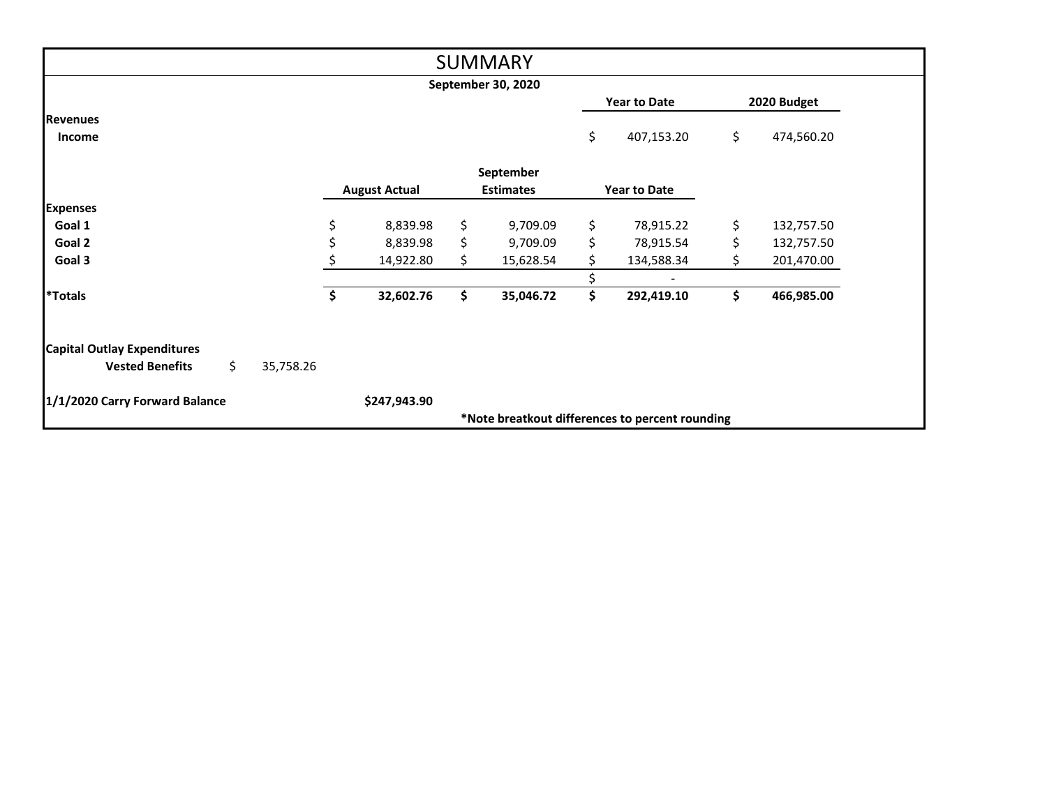# SUMMARY

**September 30, 2020**

| | | | | |
|---|---|---|---|---|
| | | | **Year to Date** | **2020 Budget** |
| **Revenues** | | | | |
| **Income** | | | $ 407,153.20 | $ 474,560.20 |
| | **August Actual** | **September Estimates** | **Year to Date** | |
| **Expenses** | | | | |
| **Goal 1** | $ 8,839.98 | $ 9,709.09 | $ 78,915.22 | $ 132,757.50 |
| **Goal 2** | $ 8,839.98 | $ 9,709.09 | $ 78,915.54 | $ 132,757.50 |
| **Goal 3** | $ 14,922.80 | $ 15,628.54 | $ 134,588.34 | $ 201,470.00 |
| | | | $ - | |
| ***Totals** | **$ 32,602.76** | **$ 35,046.72** | **$ 292,419.10** | **$ 466,985.00** |

**Capital Outlay Expenditures**

**Vested Benefits** $ 35,758.26

**1/1/2020 Carry Forward Balance** **$247,943.90**

***Note breatkout differences to percent rounding**